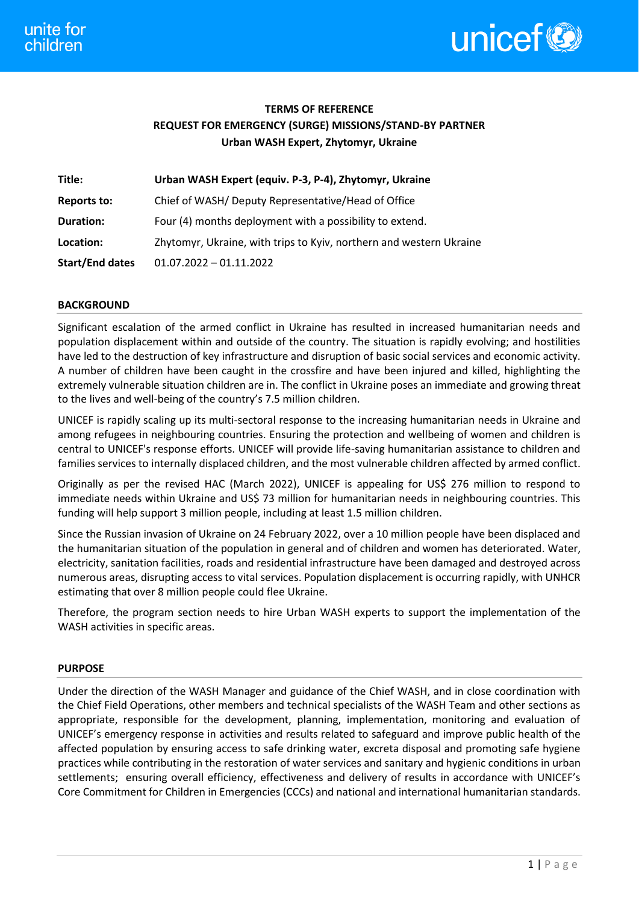**TERMS OF REFERENCE**
**REQUEST FOR EMERGENCY (SURGE) MISSIONS/STAND-BY PARTNER**
**Urban WASH Expert, Zhytomyr, Ukraine**

| | |
|---|---|
| **Title:** | **Urban WASH Expert (equiv. P-3, P-4), Zhytomyr, Ukraine** |
| **Reports to:** | Chief of WASH/ Deputy Representative/Head of Office |
| **Duration:** | Four (4) months deployment with a possibility to extend. |
| **Location:** | Zhytomyr, Ukraine, with trips to Kyiv, northern and western Ukraine |
| **Start/End dates** | 01.07.2022 – 01.11.2022 |

## BACKGROUND

Significant escalation of the armed conflict in Ukraine has resulted in increased humanitarian needs and population displacement within and outside of the country. The situation is rapidly evolving; and hostilities have led to the destruction of key infrastructure and disruption of basic social services and economic activity. A number of children have been caught in the crossfire and have been injured and killed, highlighting the extremely vulnerable situation children are in. The conflict in Ukraine poses an immediate and growing threat to the lives and well-being of the country's 7.5 million children.

UNICEF is rapidly scaling up its multi-sectoral response to the increasing humanitarian needs in Ukraine and among refugees in neighbouring countries. Ensuring the protection and wellbeing of women and children is central to UNICEF's response efforts. UNICEF will provide life-saving humanitarian assistance to children and families services to internally displaced children, and the most vulnerable children affected by armed conflict.

Originally as per the revised HAC (March 2022), UNICEF is appealing for US$ 276 million to respond to immediate needs within Ukraine and US$ 73 million for humanitarian needs in neighbouring countries. This funding will help support 3 million people, including at least 1.5 million children.

Since the Russian invasion of Ukraine on 24 February 2022, over a 10 million people have been displaced and the humanitarian situation of the population in general and of children and women has deteriorated. Water, electricity, sanitation facilities, roads and residential infrastructure have been damaged and destroyed across numerous areas, disrupting access to vital services. Population displacement is occurring rapidly, with UNHCR estimating that over 8 million people could flee Ukraine.

Therefore, the program section needs to hire Urban WASH experts to support the implementation of the WASH activities in specific areas.

## PURPOSE

Under the direction of the WASH Manager and guidance of the Chief WASH, and in close coordination with the Chief Field Operations, other members and technical specialists of the WASH Team and other sections as appropriate, responsible for the development, planning, implementation, monitoring and evaluation of UNICEF's emergency response in activities and results related to safeguard and improve public health of the affected population by ensuring access to safe drinking water, excreta disposal and promoting safe hygiene practices while contributing in the restoration of water services and sanitary and hygienic conditions in urban settlements; ensuring overall efficiency, effectiveness and delivery of results in accordance with UNICEF's Core Commitment for Children in Emergencies (CCCs) and national and international humanitarian standards.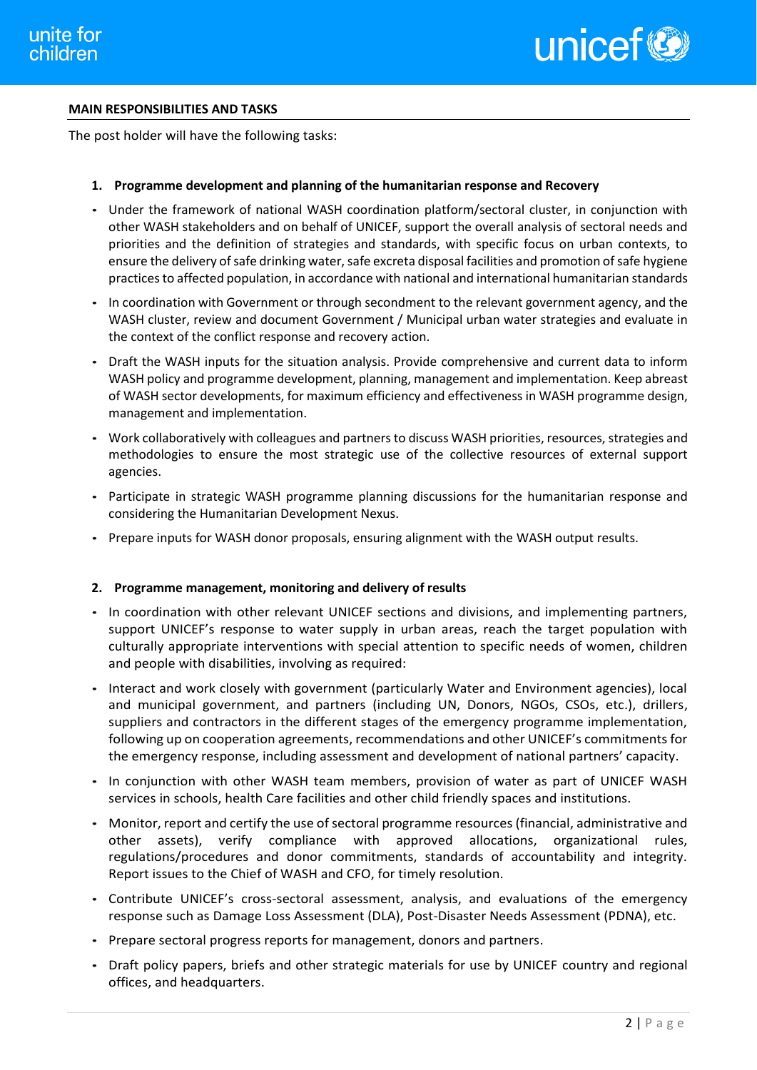**MAIN RESPONSIBILITIES AND TASKS**

The post holder will have the following tasks:

1. **Programme development and planning of the humanitarian response and Recovery**

- Under the framework of national WASH coordination platform/sectoral cluster, in conjunction with other WASH stakeholders and on behalf of UNICEF, support the overall analysis of sectoral needs and priorities and the definition of strategies and standards, with specific focus on urban contexts, to ensure the delivery of safe drinking water, safe excreta disposal facilities and promotion of safe hygiene practices to affected population, in accordance with national and international humanitarian standards
- In coordination with Government or through secondment to the relevant government agency, and the WASH cluster, review and document Government / Municipal urban water strategies and evaluate in the context of the conflict response and recovery action.
- Draft the WASH inputs for the situation analysis. Provide comprehensive and current data to inform WASH policy and programme development, planning, management and implementation. Keep abreast of WASH sector developments, for maximum efficiency and effectiveness in WASH programme design, management and implementation.
- Work collaboratively with colleagues and partners to discuss WASH priorities, resources, strategies and methodologies to ensure the most strategic use of the collective resources of external support agencies.
- Participate in strategic WASH programme planning discussions for the humanitarian response and considering the Humanitarian Development Nexus.
- Prepare inputs for WASH donor proposals, ensuring alignment with the WASH output results.

2. **Programme management, monitoring and delivery of results**

- In coordination with other relevant UNICEF sections and divisions, and implementing partners, support UNICEF's response to water supply in urban areas, reach the target population with culturally appropriate interventions with special attention to specific needs of women, children and people with disabilities, involving as required:
- Interact and work closely with government (particularly Water and Environment agencies), local and municipal government, and partners (including UN, Donors, NGOs, CSOs, etc.), drillers, suppliers and contractors in the different stages of the emergency programme implementation, following up on cooperation agreements, recommendations and other UNICEF's commitments for the emergency response, including assessment and development of national partners' capacity.
- In conjunction with other WASH team members, provision of water as part of UNICEF WASH services in schools, health Care facilities and other child friendly spaces and institutions.
- Monitor, report and certify the use of sectoral programme resources (financial, administrative and other assets), verify compliance with approved allocations, organizational rules, regulations/procedures and donor commitments, standards of accountability and integrity. Report issues to the Chief of WASH and CFO, for timely resolution.
- Contribute UNICEF's cross-sectoral assessment, analysis, and evaluations of the emergency response such as Damage Loss Assessment (DLA), Post-Disaster Needs Assessment (PDNA), etc.
- Prepare sectoral progress reports for management, donors and partners.
- Draft policy papers, briefs and other strategic materials for use by UNICEF country and regional offices, and headquarters.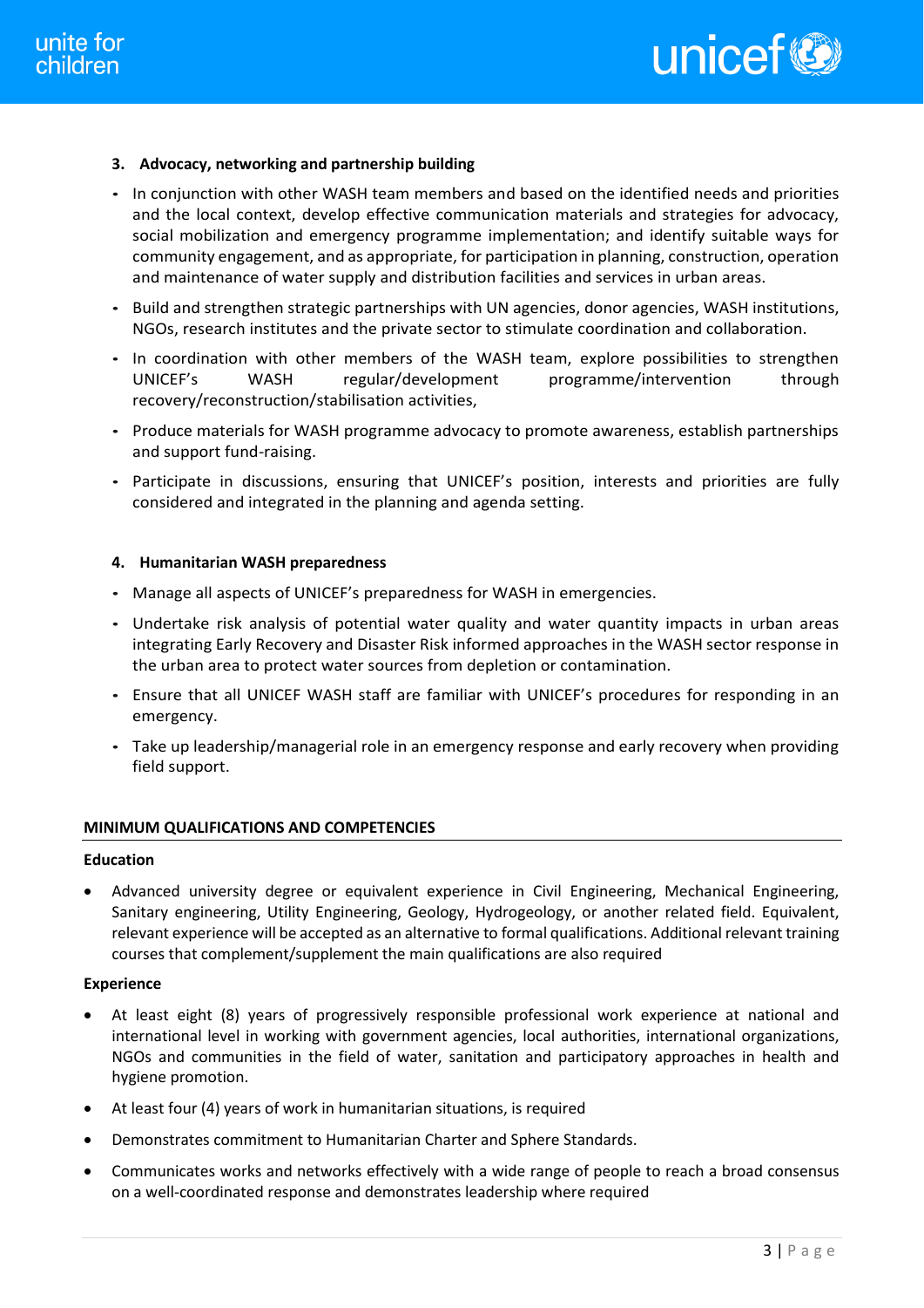### 3. Advocacy, networking and partnership building

- In conjunction with other WASH team members and based on the identified needs and priorities and the local context, develop effective communication materials and strategies for advocacy, social mobilization and emergency programme implementation; and identify suitable ways for community engagement, and as appropriate, for participation in planning, construction, operation and maintenance of water supply and distribution facilities and services in urban areas.
- Build and strengthen strategic partnerships with UN agencies, donor agencies, WASH institutions, NGOs, research institutes and the private sector to stimulate coordination and collaboration.
- In coordination with other members of the WASH team, explore possibilities to strengthen UNICEF's WASH regular/development programme/intervention through recovery/reconstruction/stabilisation activities,
- Produce materials for WASH programme advocacy to promote awareness, establish partnerships and support fund-raising.
- Participate in discussions, ensuring that UNICEF's position, interests and priorities are fully considered and integrated in the planning and agenda setting.

### 4. Humanitarian WASH preparedness

- Manage all aspects of UNICEF's preparedness for WASH in emergencies.
- Undertake risk analysis of potential water quality and water quantity impacts in urban areas integrating Early Recovery and Disaster Risk informed approaches in the WASH sector response in the urban area to protect water sources from depletion or contamination.
- Ensure that all UNICEF WASH staff are familiar with UNICEF's procedures for responding in an emergency.
- Take up leadership/managerial role in an emergency response and early recovery when providing field support.

## MINIMUM QUALIFICATIONS AND COMPETENCIES

**Education**

- Advanced university degree or equivalent experience in Civil Engineering, Mechanical Engineering, Sanitary engineering, Utility Engineering, Geology, Hydrogeology, or another related field. Equivalent, relevant experience will be accepted as an alternative to formal qualifications. Additional relevant training courses that complement/supplement the main qualifications are also required

**Experience**

- At least eight (8) years of progressively responsible professional work experience at national and international level in working with government agencies, local authorities, international organizations, NGOs and communities in the field of water, sanitation and participatory approaches in health and hygiene promotion.
- At least four (4) years of work in humanitarian situations, is required
- Demonstrates commitment to Humanitarian Charter and Sphere Standards.
- Communicates works and networks effectively with a wide range of people to reach a broad consensus on a well-coordinated response and demonstrates leadership where required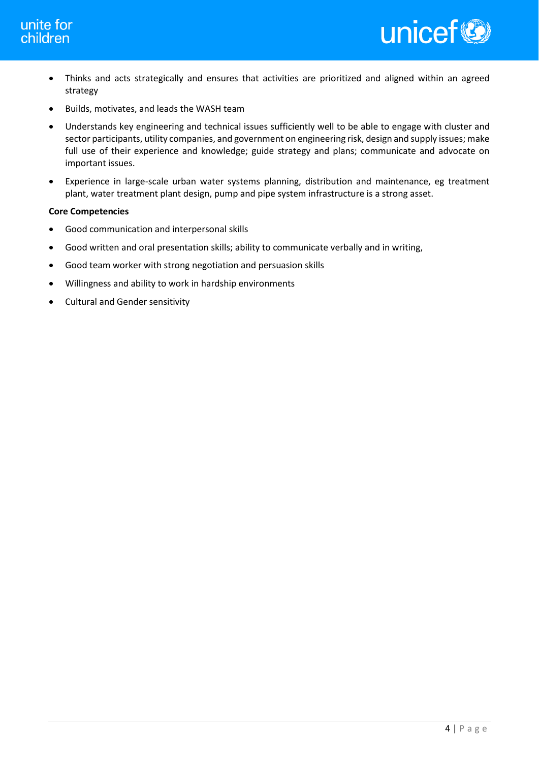- Thinks and acts strategically and ensures that activities are prioritized and aligned within an agreed strategy
- Builds, motivates, and leads the WASH team
- Understands key engineering and technical issues sufficiently well to be able to engage with cluster and sector participants, utility companies, and government on engineering risk, design and supply issues; make full use of their experience and knowledge; guide strategy and plans; communicate and advocate on important issues.
- Experience in large-scale urban water systems planning, distribution and maintenance, eg treatment plant, water treatment plant design, pump and pipe system infrastructure is a strong asset.

**Core Competencies**

- Good communication and interpersonal skills
- Good written and oral presentation skills; ability to communicate verbally and in writing,
- Good team worker with strong negotiation and persuasion skills
- Willingness and ability to work in hardship environments
- Cultural and Gender sensitivity